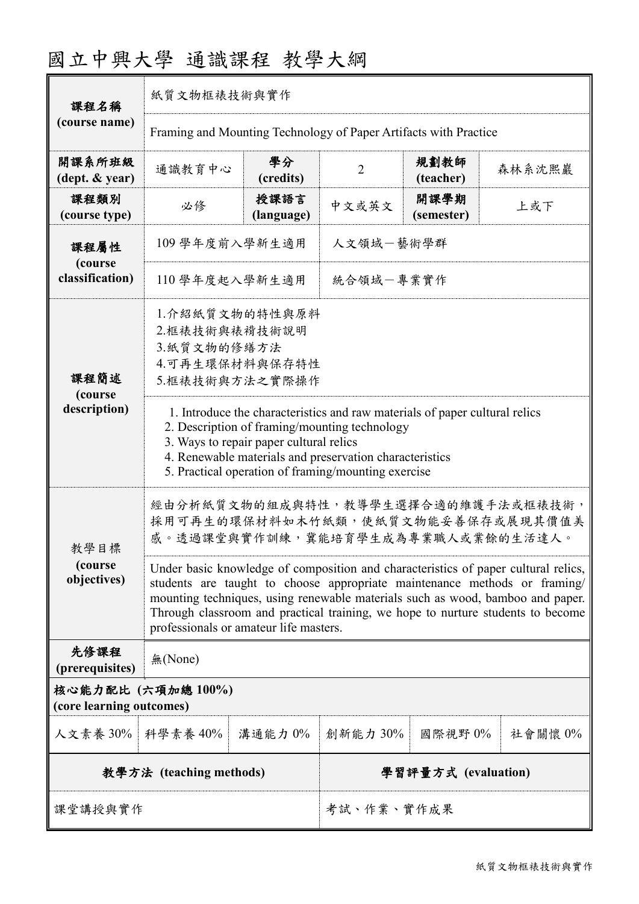# 國立中興大學 通識課程 教學大綱

| 課程名稱 (course name) | 紙質文物框裱技術與實作 | | | | |
|---|---|---|---|---|---|
| | Framing and Mounting Technology of Paper Artifacts with Practice | | | | |
| 開課系所班級 (dept. & year) | 通識教育中心 | 學分 (credits) | 2 | 規劃教師 (teacher) | 森林系沈熙巖 |
| 課程類別 (course type) | 必修 | 授課語言 (language) | 中文或英文 | 開課學期 (semester) | 上或下 |
| 課程屬性 (course classification) | 109 學年度前入學新生適用 | 人文領域－藝術學群 | | | |
| | 110 學年度起入學新生適用 | 統合領域－專業實作 | | | |
| 課程簡述 (course description) | 1.介紹紙質文物的特性與原料<br>2.框裱技術與裱褙技術說明<br>3.紙質文物的修繕方法<br>4.可再生環保材料與保存特性<br>5.框裱技術與方法之實際操作 | | | | |
| | 1. Introduce the characteristics and raw materials of paper cultural relics<br>2. Description of framing/mounting technology<br>3. Ways to repair paper cultural relics<br>4. Renewable materials and preservation characteristics<br>5. Practical operation of framing/mounting exercise | | | | |
| 教學目標 (course objectives) | 經由分析紙質文物的組成與特性，教導學生選擇合適的維護手法或框裱技術，採用可再生的環保材料如木竹紙類，使紙質文物能妥善保存或展現其價值美感。透過課堂與實作訓練，冀能培育學生成為專業職人或業餘的生活達人。 | | | | |
| | Under basic knowledge of composition and characteristics of paper cultural relics, students are taught to choose appropriate maintenance methods or framing/ mounting techniques, using renewable materials such as wood, bamboo and paper. Through classroom and practical training, we hope to nurture students to become professionals or amateur life masters. | | | | |
| 先修課程 (prerequisites) | 無(None) | | | | |

**核心能力配比 (六項加總 100%) (core learning outcomes)**

| 人文素養 30% | 科學素養 40% | 溝通能力 0% | 創新能力 30% | 國際視野 0% | 社會關懷 0% |
|---|---|---|---|---|---|

| 教學方法 (teaching methods) | 學習評量方式 (evaluation) |
|---|---|
| 課堂講授與實作 | 考試、作業、實作成果 |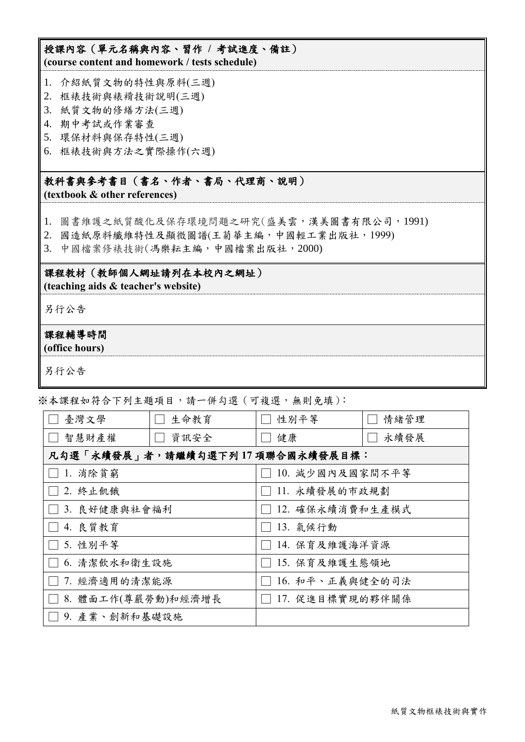**授課內容（單元名稱與內容、習作 / 考試進度、備註）**
**(course content and homework / tests schedule)**

1. 介紹紙質文物的特性與原料(三週)
2. 框裱技術與裱褙技術說明(三週)
3. 紙質文物的修繕方法(三週)
4. 期中考試或作業審查
5. 環保材料與保存特性(三週)
6. 框裱技術與方法之實際操作(六週)

**教科書與參考書目（書名、作者、書局、代理商、說明）**
**(textbook & other references)**

1. 圖書維護之紙質酸化及保存環境問題之研究(盛美雲，漢美圖書有限公司，1991)
2. 國造紙原料纖維特性及顯微圖譜(王菊華主編，中國輕工業出版社，1999)
3. 中國檔案修裱技術(馮樂耘主編，中國檔案出版社，2000)

**課程教材（教師個人網址請列在本校內之網址）**
**(teaching aids & teacher's website)**

另行公告

**課程輔導時間**
**(office hours)**

另行公告

※本課程如符合下列主題項目，請一併勾選（可複選，無則免填）：

| | | | |
|---|---|---|---|
| ☐ 臺灣文學 | ☐ 生命教育 | ☐ 性別平等 | ☐ 情緒管理 |
| ☐ 智慧財產權 | ☐ 資訊安全 | ☐ 健康 | ☐ 永續發展 |
| **凡勾選「永續發展」者，請繼續勾選下列 17 項聯合國永續發展目標：** | | | |
| ☐ 1. 消除貧窮 | | ☐ 10. 減少國內及國家間不平等 | |
| ☐ 2. 終止飢餓 | | ☐ 11. 永續發展的市政規劃 | |
| ☐ 3. 良好健康與社會福利 | | ☐ 12. 確保永續消費和生產模式 | |
| ☐ 4. 良質教育 | | ☐ 13. 氣候行動 | |
| ☐ 5. 性別平等 | | ☐ 14. 保育及維護海洋資源 | |
| ☐ 6. 清潔飲水和衛生設施 | | ☐ 15. 保育及維護生態領地 | |
| ☐ 7. 經濟適用的清潔能源 | | ☐ 16. 和平、正義與健全的司法 | |
| ☐ 8. 體面工作(尊嚴勞動)和經濟增長 | | ☐ 17. 促進目標實現的夥伴關係 | |
| ☐ 9. 產業、創新和基礎設施 | | | |